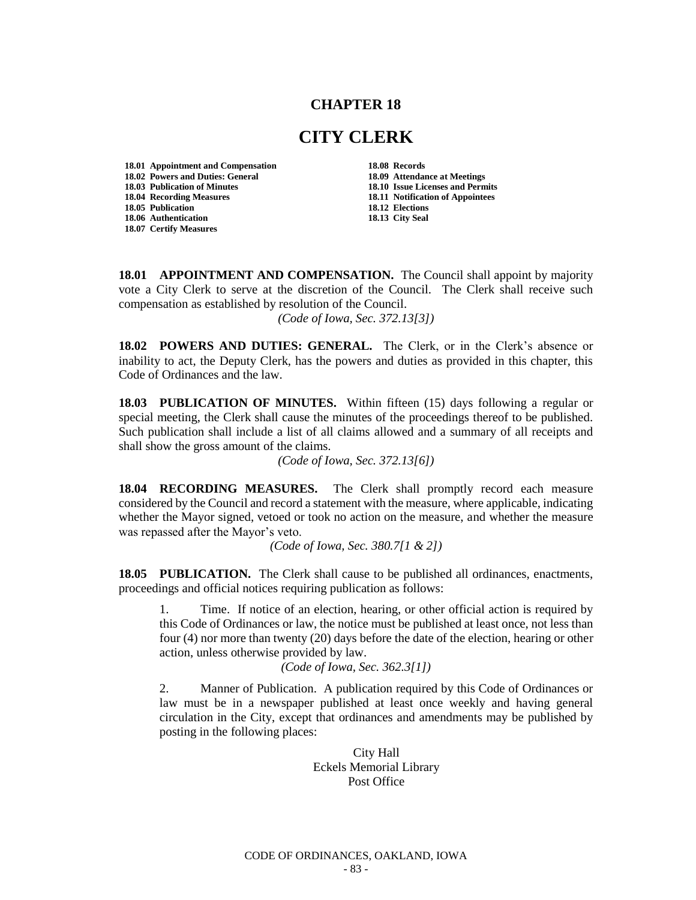# CHAPTER 18

# CITY CLERK

**18.01 Appointment and Compensation**
**18.02 Powers and Duties: General**
**18.03 Publication of Minutes**
**18.04 Recording Measures**
**18.05 Publication**
**18.06 Authentication**
**18.07 Certify Measures**
**18.08 Records**
**18.09 Attendance at Meetings**
**18.10 Issue Licenses and Permits**
**18.11 Notification of Appointees**
**18.12 Elections**
**18.13 City Seal**

**18.01 APPOINTMENT AND COMPENSATION.** The Council shall appoint by majority vote a City Clerk to serve at the discretion of the Council. The Clerk shall receive such compensation as established by resolution of the Council.

*(Code of Iowa, Sec. 372.13[3])*

**18.02 POWERS AND DUTIES: GENERAL.** The Clerk, or in the Clerk's absence or inability to act, the Deputy Clerk, has the powers and duties as provided in this chapter, this Code of Ordinances and the law.

**18.03 PUBLICATION OF MINUTES.** Within fifteen (15) days following a regular or special meeting, the Clerk shall cause the minutes of the proceedings thereof to be published. Such publication shall include a list of all claims allowed and a summary of all receipts and shall show the gross amount of the claims.

*(Code of Iowa, Sec. 372.13[6])*

**18.04 RECORDING MEASURES.** The Clerk shall promptly record each measure considered by the Council and record a statement with the measure, where applicable, indicating whether the Mayor signed, vetoed or took no action on the measure, and whether the measure was repassed after the Mayor's veto.

*(Code of Iowa, Sec. 380.7[1 & 2])*

**18.05 PUBLICATION.** The Clerk shall cause to be published all ordinances, enactments, proceedings and official notices requiring publication as follows:

1. Time. If notice of an election, hearing, or other official action is required by this Code of Ordinances or law, the notice must be published at least once, not less than four (4) nor more than twenty (20) days before the date of the election, hearing or other action, unless otherwise provided by law.

*(Code of Iowa, Sec. 362.3[1])*

2. Manner of Publication. A publication required by this Code of Ordinances or law must be in a newspaper published at least once weekly and having general circulation in the City, except that ordinances and amendments may be published by posting in the following places:

City Hall
Eckels Memorial Library
Post Office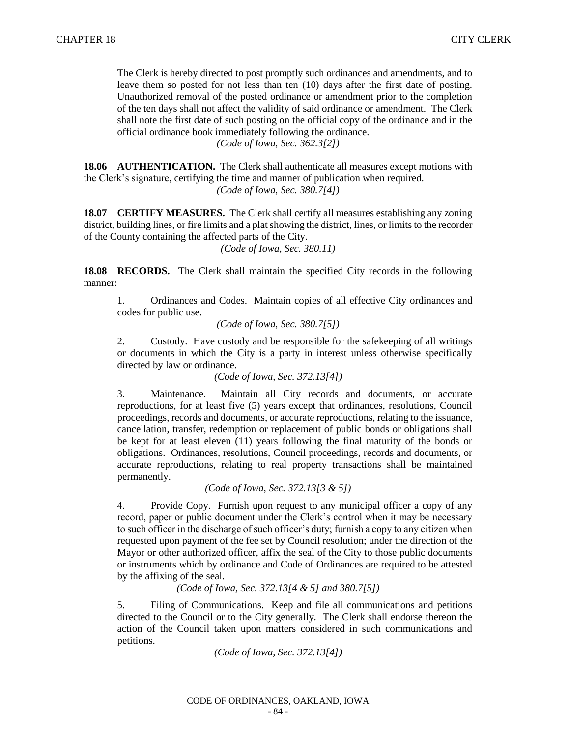The Clerk is hereby directed to post promptly such ordinances and amendments, and to leave them so posted for not less than ten (10) days after the first date of posting. Unauthorized removal of the posted ordinance or amendment prior to the completion of the ten days shall not affect the validity of said ordinance or amendment. The Clerk shall note the first date of such posting on the official copy of the ordinance and in the official ordinance book immediately following the ordinance.

*(Code of Iowa, Sec. 362.3[2])*

**18.06 AUTHENTICATION.** The Clerk shall authenticate all measures except motions with the Clerk's signature, certifying the time and manner of publication when required.

*(Code of Iowa, Sec. 380.7[4])*

**18.07 CERTIFY MEASURES.** The Clerk shall certify all measures establishing any zoning district, building lines, or fire limits and a plat showing the district, lines, or limits to the recorder of the County containing the affected parts of the City.

*(Code of Iowa, Sec. 380.11)*

**18.08 RECORDS.** The Clerk shall maintain the specified City records in the following manner:

1. Ordinances and Codes. Maintain copies of all effective City ordinances and codes for public use.

*(Code of Iowa, Sec. 380.7[5])*

2. Custody. Have custody and be responsible for the safekeeping of all writings or documents in which the City is a party in interest unless otherwise specifically directed by law or ordinance.

*(Code of Iowa, Sec. 372.13[4])*

3. Maintenance. Maintain all City records and documents, or accurate reproductions, for at least five (5) years except that ordinances, resolutions, Council proceedings, records and documents, or accurate reproductions, relating to the issuance, cancellation, transfer, redemption or replacement of public bonds or obligations shall be kept for at least eleven (11) years following the final maturity of the bonds or obligations. Ordinances, resolutions, Council proceedings, records and documents, or accurate reproductions, relating to real property transactions shall be maintained permanently.

*(Code of Iowa, Sec. 372.13[3 & 5])*

4. Provide Copy. Furnish upon request to any municipal officer a copy of any record, paper or public document under the Clerk's control when it may be necessary to such officer in the discharge of such officer's duty; furnish a copy to any citizen when requested upon payment of the fee set by Council resolution; under the direction of the Mayor or other authorized officer, affix the seal of the City to those public documents or instruments which by ordinance and Code of Ordinances are required to be attested by the affixing of the seal.

*(Code of Iowa, Sec. 372.13[4 & 5] and 380.7[5])*

5. Filing of Communications. Keep and file all communications and petitions directed to the Council or to the City generally. The Clerk shall endorse thereon the action of the Council taken upon matters considered in such communications and petitions.

*(Code of Iowa, Sec. 372.13[4])*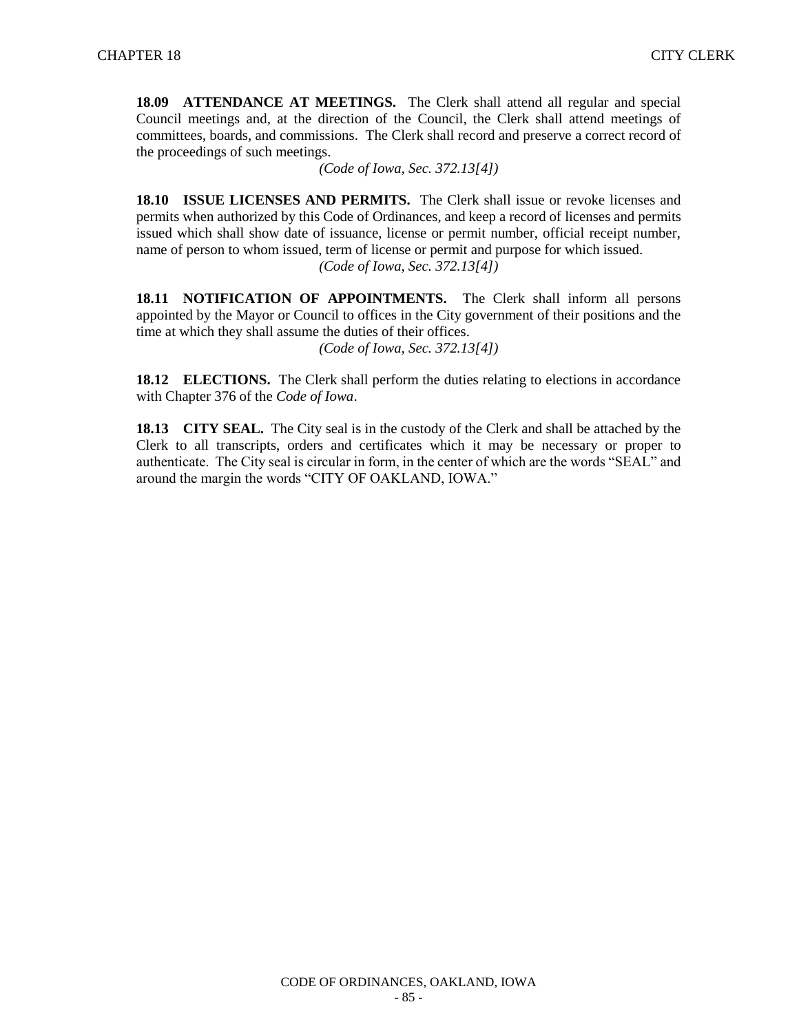**18.09 ATTENDANCE AT MEETINGS.** The Clerk shall attend all regular and special Council meetings and, at the direction of the Council, the Clerk shall attend meetings of committees, boards, and commissions. The Clerk shall record and preserve a correct record of the proceedings of such meetings.

*(Code of Iowa, Sec. 372.13[4])*

**18.10 ISSUE LICENSES AND PERMITS.** The Clerk shall issue or revoke licenses and permits when authorized by this Code of Ordinances, and keep a record of licenses and permits issued which shall show date of issuance, license or permit number, official receipt number, name of person to whom issued, term of license or permit and purpose for which issued.

*(Code of Iowa, Sec. 372.13[4])*

**18.11 NOTIFICATION OF APPOINTMENTS.** The Clerk shall inform all persons appointed by the Mayor or Council to offices in the City government of their positions and the time at which they shall assume the duties of their offices.

*(Code of Iowa, Sec. 372.13[4])*

**18.12 ELECTIONS.** The Clerk shall perform the duties relating to elections in accordance with Chapter 376 of the *Code of Iowa*.

**18.13 CITY SEAL.** The City seal is in the custody of the Clerk and shall be attached by the Clerk to all transcripts, orders and certificates which it may be necessary or proper to authenticate. The City seal is circular in form, in the center of which are the words "SEAL" and around the margin the words "CITY OF OAKLAND, IOWA."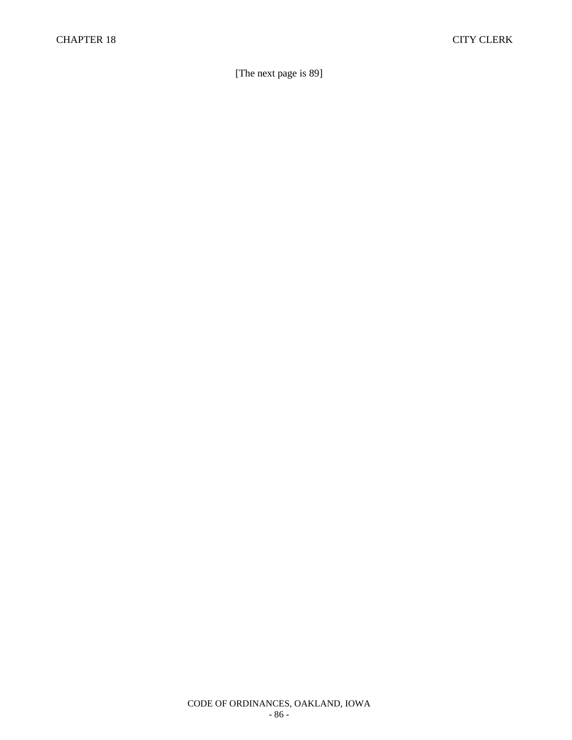[The next page is 89]